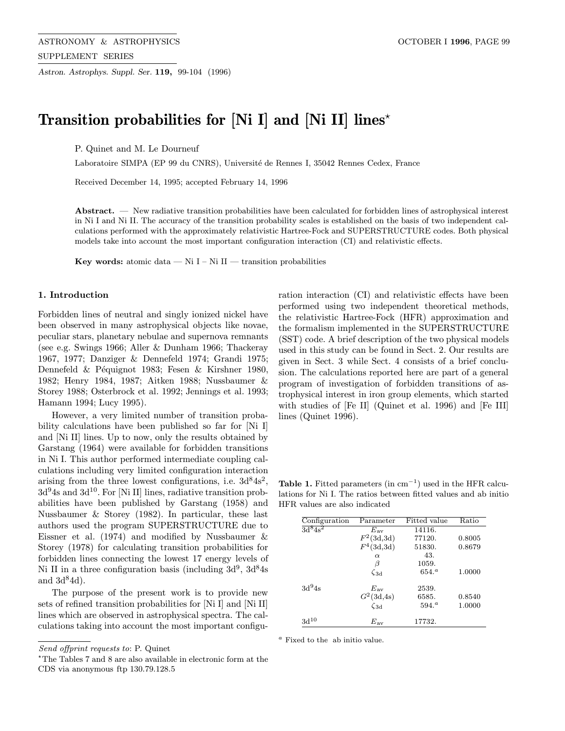# Transition probabilities for [Ni I] and [Ni II] lines*

P. Quinet and M. Le Dourneuf

Laboratoire SIMPA (EP 99 du CNRS), Université de Rennes I, 35042 Rennes Cedex, France

Received December 14, 1995; accepted February 14, 1996

**Abstract.** — New radiative transition probabilities have been calculated for forbidden lines of astrophysical interest in Ni I and Ni II. The accuracy of the transition probability scales is established on the basis of two independent calculations performed with the approximately relativistic Hartree-Fock and SUPERSTRUCTURE codes. Both physical models take into account the most important configuration interaction (CI) and relativistic effects.

**Key words:** atomic data — Ni I – Ni II — transition probabilities

## 1. Introduction

Forbidden lines of neutral and singly ionized nickel have been observed in many astrophysical objects like novae, peculiar stars, planetary nebulae and supernova remnants (see e.g. Swings 1966; Aller & Dunham 1966; Thackeray 1967, 1977; Danziger & Dennefeld 1974; Grandi 1975; Dennefeld & Péquignot 1983; Fesen & Kirshner 1980, 1982; Henry 1984, 1987; Aitken 1988; Nussbaumer & Storey 1988; Osterbrock et al. 1992; Jennings et al. 1993; Hamann 1994; Lucy 1995).

However, a very limited number of transition probability calculations have been published so far for [Ni I] and [Ni II] lines. Up to now, only the results obtained by Garstang (1964) were available for forbidden transitions in Ni I. This author performed intermediate coupling calculations including very limited configuration interaction arising from the three lowest configurations, i.e. $3d^84s^2$, $3d^94s$ and $3d^{10}$. For [Ni II] lines, radiative transition probabilities have been published by Garstang (1958) and Nussbaumer & Storey (1982). In particular, these last authors used the program SUPERSTRUCTURE due to Eissner et al. (1974) and modified by Nussbaumer & Storey (1978) for calculating transition probabilities for forbidden lines connecting the lowest 17 energy levels of Ni II in a three configuration basis (including $3d^9$, $3d^84s$ and $3d^84d$).

The purpose of the present work is to provide new sets of refined transition probabilities for [Ni I] and [Ni II] lines which are observed in astrophysical spectra. The calculations taking into account the most important configuration interaction (CI) and relativistic effects have been performed using two independent theoretical methods, the relativistic Hartree-Fock (HFR) approximation and the formalism implemented in the SUPERSTRUCTURE (SST) code. A brief description of the two physical models used in this study can be found in Sect. 2. Our results are given in Sect. 3 while Sect. 4 consists of a brief conclusion. The calculations reported here are part of a general program of investigation of forbidden transitions of astrophysical interest in iron group elements, which started with studies of [Fe II] (Quinet et al. 1996) and [Fe III] lines (Quinet 1996).

**Table 1.** Fitted parameters (in $cm^{-1}$) used in the HFR calculations for Ni I. The ratios between fitted values and ab initio HFR values are also indicated

| Configuration | Parameter | Fitted value | Ratio |
|---|---|---|---|
| $3d^84s^2$ | $E_{av}$ | 14116. | |
| | $F^2(3d,3d)$ | 77120. | 0.8005 |
| | $F^4(3d,3d)$ | 51830. | 0.8679 |
| | $\alpha$ | 43. | |
| | $\beta$ | 1059. | |
| | $\zeta_{3d}$ | 654.[a] | 1.0000 |
| $3d^94s$ | $E_{av}$ | 2539. | |
| | $G^2(3d,4s)$ | 6585. | 0.8540 |
| | $\zeta_{3d}$ | 594.[a] | 1.0000 |
| $3d^{10}$ | $E_{av}$ | 17732. | |

[a] Fixed to the ab initio value.

*Send offprint requests to*: P. Quinet

*The Tables 7 and 8 are also available in electronic form at the CDS via anonymous ftp 130.79.128.5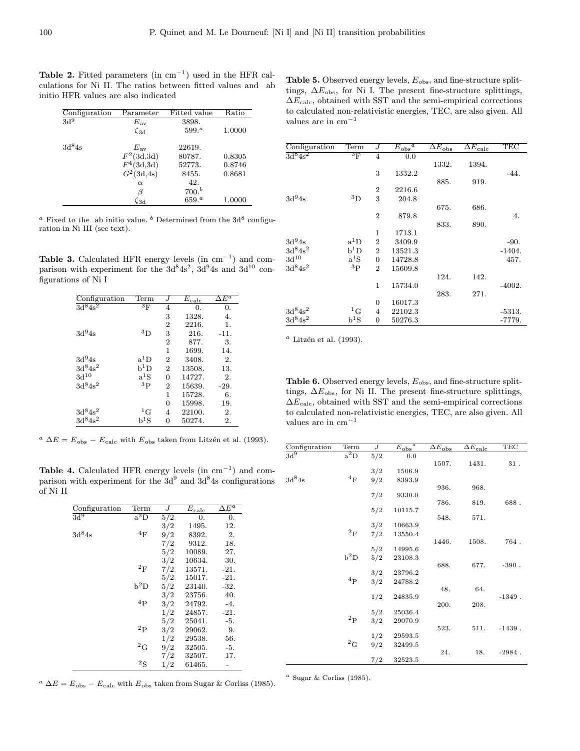**Table 2.** Fitted parameters (in $\mathrm{cm}^{-1}$) used in the HFR calculations for Ni II. The ratios between fitted values and ab initio HFR values are also indicated

| Configuration | Parameter | Fitted value | Ratio |
|---|---|---|---|
| $3d^9$ | $E_{av}$ | 3898. | |
| | $\zeta_{3d}$ | 599.[a] | 1.0000 |
| $3d^84s$ | $E_{av}$ | 22619. | |
| | $F^2(3d,3d)$ | 80787. | 0.8305 |
| | $F^4(3d,3d)$ | 52773. | 0.8746 |
| | $G^2(3d,4s)$ | 8455. | 0.8681 |
| | $\alpha$ | 42. | |
| | $\beta$ | 700.[b] | |
| | $\zeta_{3d}$ | 659.[a] | 1.0000 |

[a] Fixed to the ab initio value. [b] Determined from the $3d^8$ configuration in Ni III (see text).

**Table 3.** Calculated HFR energy levels (in $\mathrm{cm}^{-1}$) and comparison with experiment for the $3d^84s^2$, $3d^94s$ and $3d^{10}$ configurations of Ni I

| Configuration | Term | $J$ | $E_{calc}$ | $\Delta E$[a] |
|---|---|---|---|---|
| $3d^84s^2$ | $^3$F | 4 | 0. | 0. |
| | | 3 | 1328. | 4. |
| | | 2 | 2216. | 1. |
| $3d^94s$ | $^3$D | 3 | 216. | -11. |
| | | 2 | 877. | 3. |
| | | 1 | 1699. | 14. |
| $3d^94s$ | a$^1$D | 2 | 3408. | 2. |
| $3d^84s^2$ | b$^1$D | 2 | 13508. | 13. |
| $3d^{10}$ | a$^1$S | 0 | 14727. | 2. |
| $3d^84s^2$ | $^3$P | 2 | 15639. | -29. |
| | | 1 | 15728. | 6. |
| | | 0 | 15998. | 19. |
| $3d^84s^2$ | $^1$G | 4 | 22100. | 2. |
| $3d^84s^2$ | b$^1$S | 0 | 50274. | 2. |

[a] $\Delta E = E_{obs} - E_{calc}$ with $E_{obs}$ taken from Litzén et al. (1993).

**Table 4.** Calculated HFR energy levels (in $\mathrm{cm}^{-1}$) and comparison with experiment for the $3d^9$ and $3d^84s$ configurations of Ni II

| Configuration | Term | $J$ | $E_{calc}$ | $\Delta E$[a] |
|---|---|---|---|---|
| $3d^9$ | a$^2$D | 5/2 | 0. | 0. |
| | | 3/2 | 1495. | 12. |
| $3d^84s$ | $^4$F | 9/2 | 8392. | 2. |
| | | 7/2 | 9312. | 18. |
| | | 5/2 | 10089. | 27. |
| | | 3/2 | 10634. | 30. |
| | $^2$F | 7/2 | 13571. | -21. |
| | | 5/2 | 15017. | -21. |
| | b$^2$D | 5/2 | 23140. | -32. |
| | | 3/2 | 23756. | 40. |
| | $^4$P | 3/2 | 24792. | -4. |
| | | 1/2 | 24857. | -21. |
| | | 5/2 | 25041. | -5. |
| | $^2$P | 3/2 | 29062. | 9. |
| | | 1/2 | 29538. | 56. |
| | $^2$G | 9/2 | 32505. | -5. |
| | | 7/2 | 32507. | 17. |
| | $^2$S | 1/2 | 61465. | - |

[a] $\Delta E = E_{obs} - E_{calc}$ with $E_{obs}$ taken from Sugar & Corliss (1985).

**Table 5.** Observed energy levels, $E_{obs}$, and fine-structure splittings, $\Delta E_{obs}$, for Ni I. The present fine-structure splittings, $\Delta E_{calc}$, obtained with SST and the semi-empirical corrections to calculated non-relativistic energies, TEC, are also given. All values are in $\mathrm{cm}^{-1}$

| Configuration | Term | $J$ | $E_{obs}$[a] | $\Delta E_{obs}$ | $\Delta E_{calc}$ | TEC |
|---|---|---|---|---|---|---|
| $3d^84s^2$ | $^3$F | 4 | 0.0 | | | |
| | | | | 1332. | 1394. | |
| | | 3 | 1332.2 | | | -44. |
| | | | | 885. | 919. | |
| | | 2 | 2216.6 | | | |
| $3d^94s$ | $^3$D | 3 | 204.8 | | | |
| | | | | 675. | 686. | |
| | | 2 | 879.8 | | | 4. |
| | | | | 833. | 890. | |
| | | 1 | 1713.1 | | | |
| $3d^94s$ | a$^1$D | 2 | 3409.9 | | | -90. |
| $3d^84s^2$ | b$^1$D | 2 | 13521.3 | | | -1404. |
| $3d^{10}$ | a$^1$S | 0 | 14728.8 | | | 457. |
| $3d^84s^2$ | $^3$P | 2 | 15609.8 | | | |
| | | | | 124. | 142. | |
| | | 1 | 15734.0 | | | -4002. |
| | | | | 283. | 271. | |
| | | 0 | 16017.3 | | | |
| $3d^84s^2$ | $^1$G | 4 | 22102.3 | | | -5313. |
| $3d^84s^2$ | b$^1$S | 0 | 50276.3 | | | -7779. |

[a] Litzén et al. (1993).

**Table 6.** Observed energy levels, $E_{obs}$, and fine-structure splittings, $\Delta E_{obs}$, for Ni II. The present fine-structure splittings, $\Delta E_{calc}$, obtained with SST and the semi-empirical corrections to calculated non-relativistic energies, TEC, are also given. All values are in $\mathrm{cm}^{-1}$

| Configuration | Term | $J$ | $E_{obs}$[a] | $\Delta E_{obs}$ | $\Delta E_{calc}$ | TEC |
|---|---|---|---|---|---|---|
| $3d^9$ | a$^2$D | 5/2 | 0.0 | | | |
| | | | | 1507. | 1431. | 31 . |
| | | 3/2 | 1506.9 | | | |
| $3d^84s$ | $^4$F | 9/2 | 8393.9 | | | |
| | | | | 936. | 968. | |
| | | 7/2 | 9330.0 | | | |
| | | | | 786. | 819. | 688 . |
| | | 5/2 | 10115.7 | | | |
| | | | | 548. | 571. | |
| | | 3/2 | 10663.9 | | | |
| | $^2$F | 7/2 | 13550.4 | | | |
| | | | | 1446. | 1508. | 764 . |
| | | 5/2 | 14995.6 | | | |
| | b$^2$D | 5/2 | 23108.3 | | | |
| | | | | 688. | 677. | -390 . |
| | | 3/2 | 23796.2 | | | |
| | $^4$P | 3/2 | 24788.2 | | | |
| | | | | 48. | 64. | |
| | | 1/2 | 24835.9 | | | -1349 . |
| | | | | 200. | 208. | |
| | | 5/2 | 25036.4 | | | |
| | $^2$P | 3/2 | 29070.9 | | | |
| | | | | 523. | 511. | -1439 . |
| | | 1/2 | 29593.5 | | | |
| | $^2$G | 9/2 | 32499.5 | | | |
| | | | | 24. | 18. | -2984 . |
| | | 7/2 | 32523.5 | | | |

[a] Sugar & Corliss (1985).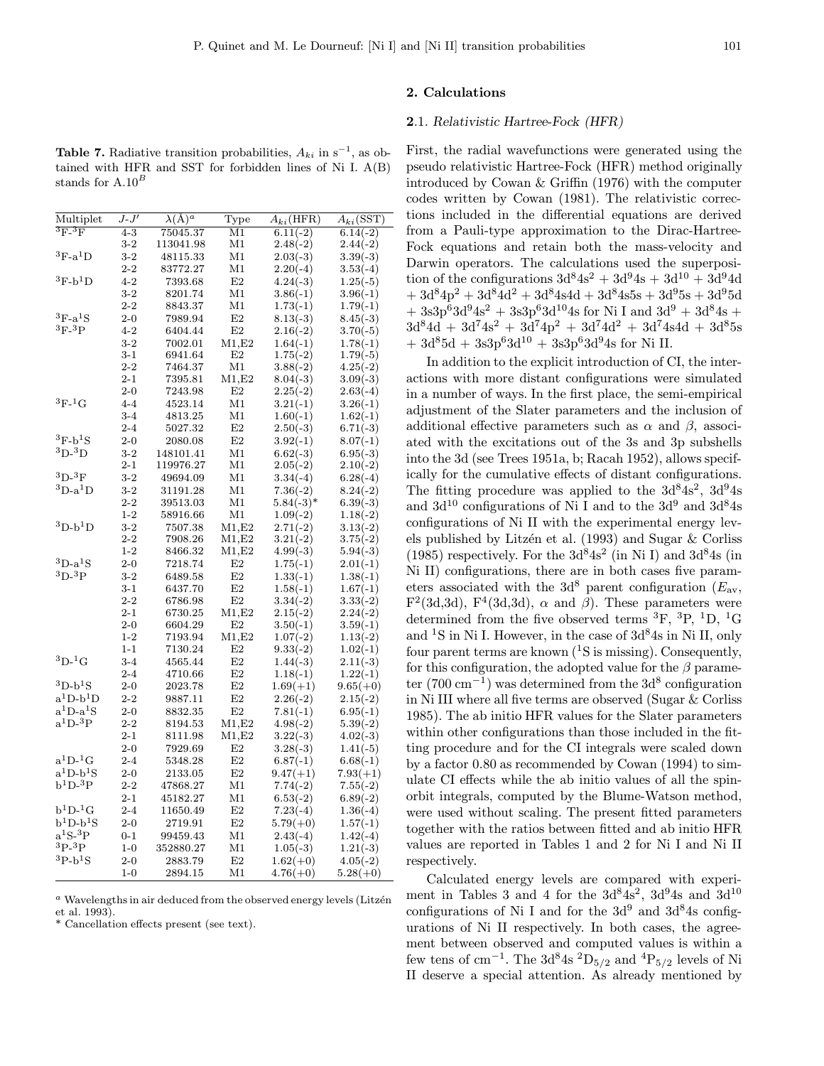**Table 7.** Radiative transition probabilities, $A_{ki}$ in $s^{-1}$, as obtained with HFR and SST for forbidden lines of Ni I. A(B) stands for A.$10^B$

| Multiplet | $J$-$J'$ | $\lambda$(Å)[a] | Type | $A_{ki}$(HFR) | $A_{ki}$(SST) |
|---|---|---|---|---|---|
| $^3$F-$^3$F | 4-3 | 75045.37 | M1 | 6.11(-2) | 6.14(-2) |
| | 3-2 | 113041.98 | M1 | 2.48(-2) | 2.44(-2) |
| $^3$F-a$^1$D | 3-2 | 48115.33 | M1 | 2.03(-3) | 3.39(-3) |
| | 2-2 | 83772.27 | M1 | 2.20(-4) | 3.53(-4) |
| $^3$F-b$^1$D | 4-2 | 7393.68 | E2 | 4.24(-3) | 1.25(-5) |
| | 3-2 | 8201.74 | M1 | 3.86(-1) | 3.96(-1) |
| | 2-2 | 8843.37 | M1 | 1.73(-1) | 1.79(-1) |
| $^3$F-a$^1$S | 2-0 | 7989.94 | E2 | 8.13(-3) | 8.45(-3) |
| $^3$F-$^3$P | 4-2 | 6404.44 | E2 | 2.16(-2) | 3.70(-5) |
| | 3-2 | 7002.01 | M1,E2 | 1.64(-1) | 1.78(-1) |
| | 3-1 | 6941.64 | E2 | 1.75(-2) | 1.79(-5) |
| | 2-2 | 7464.37 | M1 | 3.88(-2) | 4.25(-2) |
| | 2-1 | 7395.81 | M1,E2 | 8.04(-3) | 3.09(-3) |
| | 2-0 | 7243.98 | E2 | 2.25(-2) | 2.63(-4) |
| $^3$F-$^1$G | 4-4 | 4523.14 | M1 | 3.21(-1) | 3.26(-1) |
| | 3-4 | 4813.25 | M1 | 1.60(-1) | 1.62(-1) |
| | 2-4 | 5027.32 | E2 | 2.50(-3) | 6.71(-3) |
| $^3$F-b$^1$S | 2-0 | 2080.08 | E2 | 3.92(-1) | 8.07(-1) |
| $^3$D-$^3$D | 3-2 | 148101.41 | M1 | 6.62(-3) | 6.95(-3) |
| | 2-1 | 119976.27 | M1 | 2.05(-2) | 2.10(-2) |
| $^3$D-$^3$F | 3-2 | 49694.09 | M1 | 3.34(-4) | 6.28(-4) |
| $^3$D-a$^1$D | 3-2 | 31191.28 | M1 | 7.36(-2) | 8.24(-2) |
| | 2-2 | 39513.03 | M1 | 5.84(-3)* | 6.39(-3) |
| | 1-2 | 58916.66 | M1 | 1.09(-2) | 1.18(-2) |
| $^3$D-b$^1$D | 3-2 | 7507.38 | M1,E2 | 2.71(-2) | 3.13(-2) |
| | 2-2 | 7908.26 | M1,E2 | 3.21(-2) | 3.75(-2) |
| | 1-2 | 8466.32 | M1,E2 | 4.99(-3) | 5.94(-3) |
| $^3$D-a$^1$S | 2-0 | 7218.74 | E2 | 1.75(-1) | 2.01(-1) |
| $^3$D-$^3$P | 3-2 | 6489.58 | E2 | 1.33(-1) | 1.38(-1) |
| | 3-1 | 6437.70 | E2 | 1.58(-1) | 1.67(-1) |
| | 2-2 | 6786.98 | E2 | 3.34(-2) | 3.33(-2) |
| | 2-1 | 6730.25 | M1,E2 | 2.15(-2) | 2.24(-2) |
| | 2-0 | 6604.29 | E2 | 3.50(-1) | 3.59(-1) |
| | 1-2 | 7193.94 | M1,E2 | 1.07(-2) | 1.13(-2) |
| | 1-1 | 7130.24 | E2 | 9.33(-2) | 1.02(-1) |
| $^3$D-$^1$G | 3-4 | 4565.44 | E2 | 1.44(-3) | 2.11(-3) |
| | 2-4 | 4710.66 | E2 | 1.18(-1) | 1.22(-1) |
| $^3$D-b$^1$S | 2-0 | 2023.78 | E2 | 1.69(+1) | 9.65(+0) |
| a$^1$D-b$^1$D | 2-2 | 9887.11 | E2 | 2.26(-2) | 2.15(-2) |
| a$^1$D-a$^1$S | 2-0 | 8832.35 | E2 | 7.81(-1) | 6.95(-1) |
| a$^1$D-$^3$P | 2-2 | 8194.53 | M1,E2 | 4.98(-2) | 5.39(-2) |
| | 2-1 | 8111.98 | M1,E2 | 3.22(-3) | 4.02(-3) |
| | 2-0 | 7929.69 | E2 | 3.28(-3) | 1.41(-5) |
| a$^1$D-$^1$G | 2-4 | 5348.28 | E2 | 6.87(-1) | 6.68(-1) |
| a$^1$D-b$^1$S | 2-0 | 2133.05 | E2 | 9.47(+1) | 7.93(+1) |
| b$^1$D-$^3$P | 2-2 | 47868.27 | M1 | 7.74(-2) | 7.55(-2) |
| | 2-1 | 45182.27 | M1 | 6.53(-2) | 6.89(-2) |
| b$^1$D-$^1$G | 2-4 | 11650.49 | E2 | 7.23(-4) | 1.36(-4) |
| b$^1$D-b$^1$S | 2-0 | 2719.91 | E2 | 5.79(+0) | 1.57(-1) |
| a$^1$S-$^3$P | 0-1 | 99459.43 | M1 | 2.43(-4) | 1.42(-4) |
| $^3$P-$^3$P | 1-0 | 352880.27 | M1 | 1.05(-3) | 1.21(-3) |
| $^3$P-b$^1$S | 2-0 | 2883.79 | E2 | 1.62(+0) | 4.05(-2) |
| | 1-0 | 2894.15 | M1 | 4.76(+0) | 5.28(+0) |

[a] Wavelengths in air deduced from the observed energy levels (Litzén et al. 1993).

\* Cancellation effects present (see text).

## 2. Calculations

### 2.1. *Relativistic Hartree-Fock (HFR)*

First, the radial wavefunctions were generated using the pseudo relativistic Hartree-Fock (HFR) method originally introduced by Cowan & Griffin (1976) with the computer codes written by Cowan (1981). The relativistic corrections included in the differential equations are derived from a Pauli-type approximation to the Dirac-Hartree-Fock equations and retain both the mass-velocity and Darwin operators. The calculations used the superposition of the configurations $3d^84s^2$ + $3d^94s$ + $3d^{10}$ + $3d^94d$ + $3d^84p^2$ + $3d^84d^2$ + $3d^84s4d$ + $3d^84s5s$ + $3d^95s$ + $3d^95d$ + $3s3p^63d^94s^2$ + $3s3p^63d^{10}4s$ for Ni I and $3d^9$ + $3d^84s$ + $3d^84d$ + $3d^74s^2$ + $3d^74p^2$ + $3d^74d^2$ + $3d^74s4d$ + $3d^85s$ + $3d^85d$ + $3s3p^63d^{10}$ + $3s3p^63d^94s$ for Ni II.

In addition to the explicit introduction of CI, the interactions with more distant configurations were simulated in a number of ways. In the first place, the semi-empirical adjustment of the Slater parameters and the inclusion of additional effective parameters such as $\alpha$ and $\beta$, associated with the excitations out of the 3s and 3p subshells into the 3d (see Trees 1951a, b; Racah 1952), allows specifically for the cumulative effects of distant configurations. The fitting procedure was applied to the $3d^84s^2$, $3d^94s$ and $3d^{10}$ configurations of Ni I and to the $3d^9$ and $3d^84s$ configurations of Ni II with the experimental energy levels published by Litzén et al. (1993) and Sugar & Corliss (1985) respectively. For the $3d^84s^2$ (in Ni I) and $3d^84s$ (in Ni II) configurations, there are in both cases five parameters associated with the $3d^8$ parent configuration ($E_{\rm av}$, $F^2$(3d,3d), $F^4$(3d,3d), $\alpha$ and $\beta$). These parameters were determined from the five observed terms $^3$F, $^3$P, $^1$D, $^1$G and $^1$S in Ni I. However, in the case of $3d^84s$ in Ni II, only four parent terms are known ($^1$S is missing). Consequently, for this configuration, the adopted value for the $\beta$ parameter (700 cm$^{-1}$) was determined from the $3d^8$ configuration in Ni III where all five terms are observed (Sugar & Corliss 1985). The ab initio HFR values for the Slater parameters within other configurations than those included in the fitting procedure and for the CI integrals were scaled down by a factor 0.80 as recommended by Cowan (1994) to simulate CI effects while the ab initio values of all the spin-orbit integrals, computed by the Blume-Watson method, were used without scaling. The present fitted parameters together with the ratios between fitted and ab initio HFR values are reported in Tables 1 and 2 for Ni I and Ni II respectively.

Calculated energy levels are compared with experiment in Tables 3 and 4 for the $3d^84s^2$, $3d^94s$ and $3d^{10}$ configurations of Ni I and for the $3d^9$ and $3d^84s$ configurations of Ni II respectively. In both cases, the agreement between observed and computed values is within a few tens of cm$^{-1}$. The $3d^84s$ $^2D_{5/2}$ and $^4P_{5/2}$ levels of Ni II deserve a special attention. As already mentioned by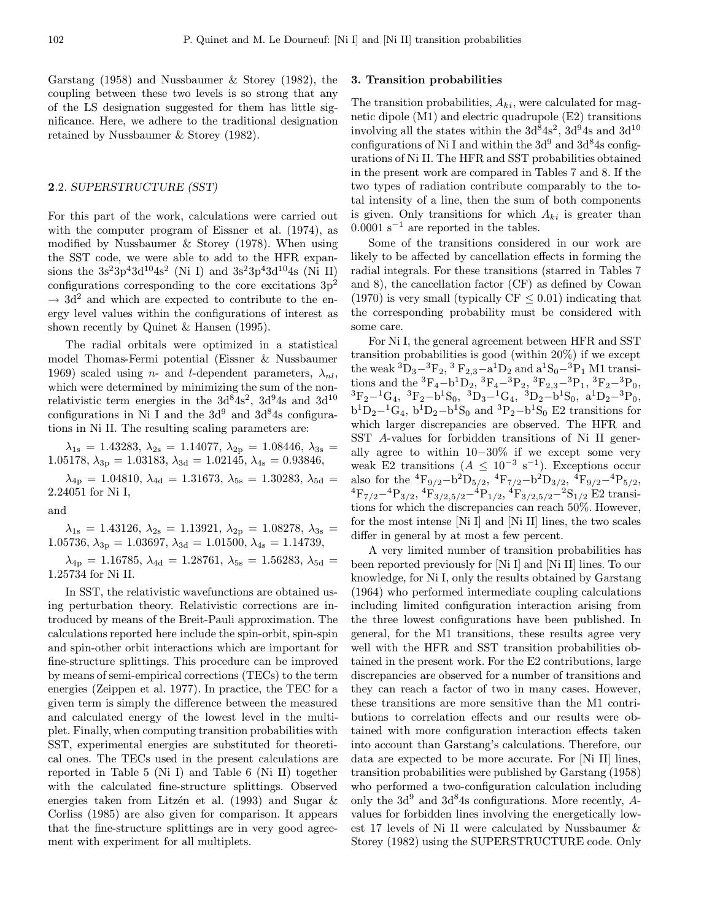Garstang (1958) and Nussbaumer & Storey (1982), the coupling between these two levels is so strong that any of the LS designation suggested for them has little significance. Here, we adhere to the traditional designation retained by Nussbaumer & Storey (1982).

### 2.2. SUPERSTRUCTURE (SST)

For this part of the work, calculations were carried out with the computer program of Eissner et al. (1974), as modified by Nussbaumer & Storey (1978). When using the SST code, we were able to add to the HFR expansions the $3s^23p^43d^{10}4s^2$ (Ni I) and $3s^23p^43d^{10}4s$ (Ni II) configurations corresponding to the core excitations $3p^2 \rightarrow 3d^2$ and which are expected to contribute to the energy level values within the configurations of interest as shown recently by Quinet & Hansen (1995).

The radial orbitals were optimized in a statistical model Thomas-Fermi potential (Eissner & Nussbaumer 1969) scaled using $n$- and $l$-dependent parameters, $\lambda_{nl}$, which were determined by minimizing the sum of the non-relativistic term energies in the $3d^84s^2$, $3d^94s$ and $3d^{10}$ configurations in Ni I and the $3d^9$ and $3d^84s$ configurations in Ni II. The resulting scaling parameters are:

$\lambda_{1s} = 1.43283$, $\lambda_{2s} = 1.14077$, $\lambda_{2p} = 1.08446$, $\lambda_{3s} = 1.05178$, $\lambda_{3p} = 1.03183$, $\lambda_{3d} = 1.02145$, $\lambda_{4s} = 0.93846$,

$\lambda_{4p} = 1.04810$, $\lambda_{4d} = 1.31673$, $\lambda_{5s} = 1.30283$, $\lambda_{5d} = 2.24051$ for Ni I,

and

$\lambda_{1s} = 1.43126$, $\lambda_{2s} = 1.13921$, $\lambda_{2p} = 1.08278$, $\lambda_{3s} = 1.05736$, $\lambda_{3p} = 1.03697$, $\lambda_{3d} = 1.01500$, $\lambda_{4s} = 1.14739$,

$\lambda_{4p} = 1.16785$, $\lambda_{4d} = 1.28761$, $\lambda_{5s} = 1.56283$, $\lambda_{5d} = 1.25734$ for Ni II.

In SST, the relativistic wavefunctions are obtained using perturbation theory. Relativistic corrections are introduced by means of the Breit-Pauli approximation. The calculations reported here include the spin-orbit, spin-spin and spin-other orbit interactions which are important for fine-structure splittings. This procedure can be improved by means of semi-empirical corrections (TECs) to the term energies (Zeippen et al. 1977). In practice, the TEC for a given term is simply the difference between the measured and calculated energy of the lowest level in the multiplet. Finally, when computing transition probabilities with SST, experimental energies are substituted for theoretical ones. The TECs used in the present calculations are reported in Table 5 (Ni I) and Table 6 (Ni II) together with the calculated fine-structure splittings. Observed energies taken from Litzén et al. (1993) and Sugar & Corliss (1985) are also given for comparison. It appears that the fine-structure splittings are in very good agreement with experiment for all multiplets.

## 3. Transition probabilities

The transition probabilities, $A_{ki}$, were calculated for magnetic dipole (M1) and electric quadrupole (E2) transitions involving all the states within the $3d^84s^2$, $3d^94s$ and $3d^{10}$ configurations of Ni I and within the $3d^9$ and $3d^84s$ configurations of Ni II. The HFR and SST probabilities obtained in the present work are compared in Tables 7 and 8. If the two types of radiation contribute comparably to the total intensity of a line, then the sum of both components is given. Only transitions for which $A_{ki}$ is greater than $0.0001\ s^{-1}$ are reported in the tables.

Some of the transitions considered in our work are likely to be affected by cancellation effects in forming the radial integrals. For these transitions (starred in Tables 7 and 8), the cancellation factor (CF) as defined by Cowan (1970) is very small (typically CF $\leq 0.01$) indicating that the corresponding probability must be considered with some care.

For Ni I, the general agreement between HFR and SST transition probabilities is good (within 20%) if we except the weak $^3D_3-^3F_2$, $^3F_{2,3}-a^1D_2$ and $a^1S_0-^3P_1$ M1 transitions and the $^3F_4-b^1D_2$, $^3F_4-^3P_2$, $^3F_{2,3}-^3P_1$, $^3F_2-^3P_0$, $^3F_2-^1G_4$, $^3F_2-b^1S_0$, $^3D_3-^1G_4$, $^3D_2-b^1S_0$, $a^1D_2-^3P_0$, $b^1D_2-^1G_4$, $b^1D_2-b^1S_0$ and $^3P_2-b^1S_0$ E2 transitions for which larger discrepancies are observed. The HFR and SST $A$-values for forbidden transitions of Ni II generally agree to within 10−30% if we except some very weak E2 transitions ($A \leq 10^{-3}\ s^{-1}$). Exceptions occur also for the $^4F_{9/2}-b^2D_{5/2}$, $^4F_{7/2}-b^2D_{3/2}$, $^4F_{9/2}-^4P_{5/2}$, $^4F_{7/2}-^4P_{3/2}$, $^4F_{3/2,5/2}-^4P_{1/2}$, $^4F_{3/2,5/2}-^2S_{1/2}$ E2 transitions for which the discrepancies can reach 50%. However, for the most intense [Ni I] and [Ni II] lines, the two scales differ in general by at most a few percent.

A very limited number of transition probabilities has been reported previously for [Ni I] and [Ni II] lines. To our knowledge, for Ni I, only the results obtained by Garstang (1964) who performed intermediate coupling calculations including limited configuration interaction arising from the three lowest configurations have been published. In general, for the M1 transitions, these results agree very well with the HFR and SST transition probabilities obtained in the present work. For the E2 contributions, large discrepancies are observed for a number of transitions and they can reach a factor of two in many cases. However, these transitions are more sensitive than the M1 contributions to correlation effects and our results were obtained with more configuration interaction effects taken into account than Garstang's calculations. Therefore, our data are expected to be more accurate. For [Ni II] lines, transition probabilities were published by Garstang (1958) who performed a two-configuration calculation including only the $3d^9$ and $3d^84s$ configurations. More recently, $A$-values for forbidden lines involving the energetically lowest 17 levels of Ni II were calculated by Nussbaumer & Storey (1982) using the SUPERSTRUCTURE code. Only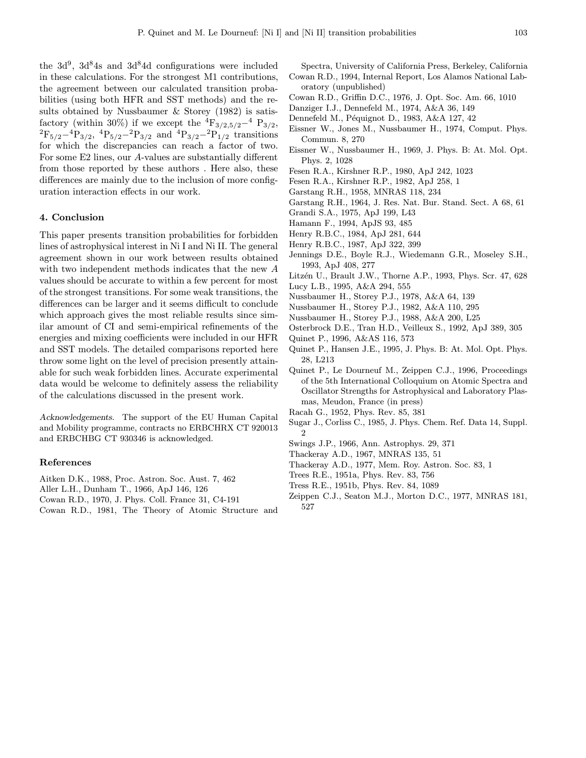the $3d^9$, $3d^84s$ and $3d^84d$ configurations were included in these calculations. For the strongest M1 contributions, the agreement between our calculated transition probabilities (using both HFR and SST methods) and the results obtained by Nussbaumer & Storey (1982) is satisfactory (within 30%) if we except the $^4F_{3/2,5/2}-^4P_{3/2}$, $^2F_{5/2}-^4P_{3/2}$, $^4P_{5/2}-^2P_{3/2}$ and $^4P_{3/2}-^2P_{1/2}$ transitions for which the discrepancies can reach a factor of two. For some E2 lines, our $A$-values are substantially different from those reported by these authors . Here also, these differences are mainly due to the inclusion of more configuration interaction effects in our work.

## 4. Conclusion

This paper presents transition probabilities for forbidden lines of astrophysical interest in Ni I and Ni II. The general agreement shown in our work between results obtained with two independent methods indicates that the new $A$ values should be accurate to within a few percent for most of the strongest transitions. For some weak transitions, the differences can be larger and it seems difficult to conclude which approach gives the most reliable results since similar amount of CI and semi-empirical refinements of the energies and mixing coefficients were included in our HFR and SST models. The detailed comparisons reported here throw some light on the level of precision presently attainable for such weak forbidden lines. Accurate experimental data would be welcome to definitely assess the reliability of the calculations discussed in the present work.

*Acknowledgements.* The support of the EU Human Capital and Mobility programme, contracts no ERBCHRX CT 920013 and ERBCHBG CT 930346 is acknowledged.

## References

Aitken D.K., 1988, Proc. Astron. Soc. Aust. 7, 462
Aller L.H., Dunham T., 1966, ApJ 146, 126
Cowan R.D., 1970, J. Phys. Coll. France 31, C4-191
Cowan R.D., 1981, The Theory of Atomic Structure and Spectra, University of California Press, Berkeley, California
Cowan R.D., 1994, Internal Report, Los Alamos National Laboratory (unpublished)
Cowan R.D., Griffin D.C., 1976, J. Opt. Soc. Am. 66, 1010
Danziger I.J., Dennefeld M., 1974, A&A 36, 149
Dennefeld M., Péquignot D., 1983, A&A 127, 42
Eissner W., Jones M., Nussbaumer H., 1974, Comput. Phys. Commun. 8, 270
Eissner W., Nussbaumer H., 1969, J. Phys. B: At. Mol. Opt. Phys. 2, 1028
Fesen R.A., Kirshner R.P., 1980, ApJ 242, 1023
Fesen R.A., Kirshner R.P., 1982, ApJ 258, 1
Garstang R.H., 1958, MNRAS 118, 234
Garstang R.H., 1964, J. Res. Nat. Bur. Stand. Sect. A 68, 61
Grandi S.A., 1975, ApJ 199, L43
Hamann F., 1994, ApJS 93, 485
Henry R.B.C., 1984, ApJ 281, 644
Henry R.B.C., 1987, ApJ 322, 399
Jennings D.E., Boyle R.J., Wiedemann G.R., Moseley S.H., 1993, ApJ 408, 277
Litzén U., Brault J.W., Thorne A.P., 1993, Phys. Scr. 47, 628
Lucy L.B., 1995, A&A 294, 555
Nussbaumer H., Storey P.J., 1978, A&A 64, 139
Nussbaumer H., Storey P.J., 1982, A&A 110, 295
Nussbaumer H., Storey P.J., 1988, A&A 200, L25
Osterbrock D.E., Tran H.D., Veilleux S., 1992, ApJ 389, 305
Quinet P., 1996, A&AS 116, 573
Quinet P., Hansen J.E., 1995, J. Phys. B: At. Mol. Opt. Phys. 28, L213
Quinet P., Le Dourneuf M., Zeippen C.J., 1996, Proceedings of the 5th International Colloquium on Atomic Spectra and Oscillator Strengths for Astrophysical and Laboratory Plasmas, Meudon, France (in press)
Racah G., 1952, Phys. Rev. 85, 381
Sugar J., Corliss C., 1985, J. Phys. Chem. Ref. Data 14, Suppl. 2
Swings J.P., 1966, Ann. Astrophys. 29, 371
Thackeray A.D., 1967, MNRAS 135, 51
Thackeray A.D., 1977, Mem. Roy. Astron. Soc. 83, 1
Trees R.E., 1951a, Phys. Rev. 83, 756
Tress R.E., 1951b, Phys. Rev. 84, 1089
Zeippen C.J., Seaton M.J., Morton D.C., 1977, MNRAS 181, 527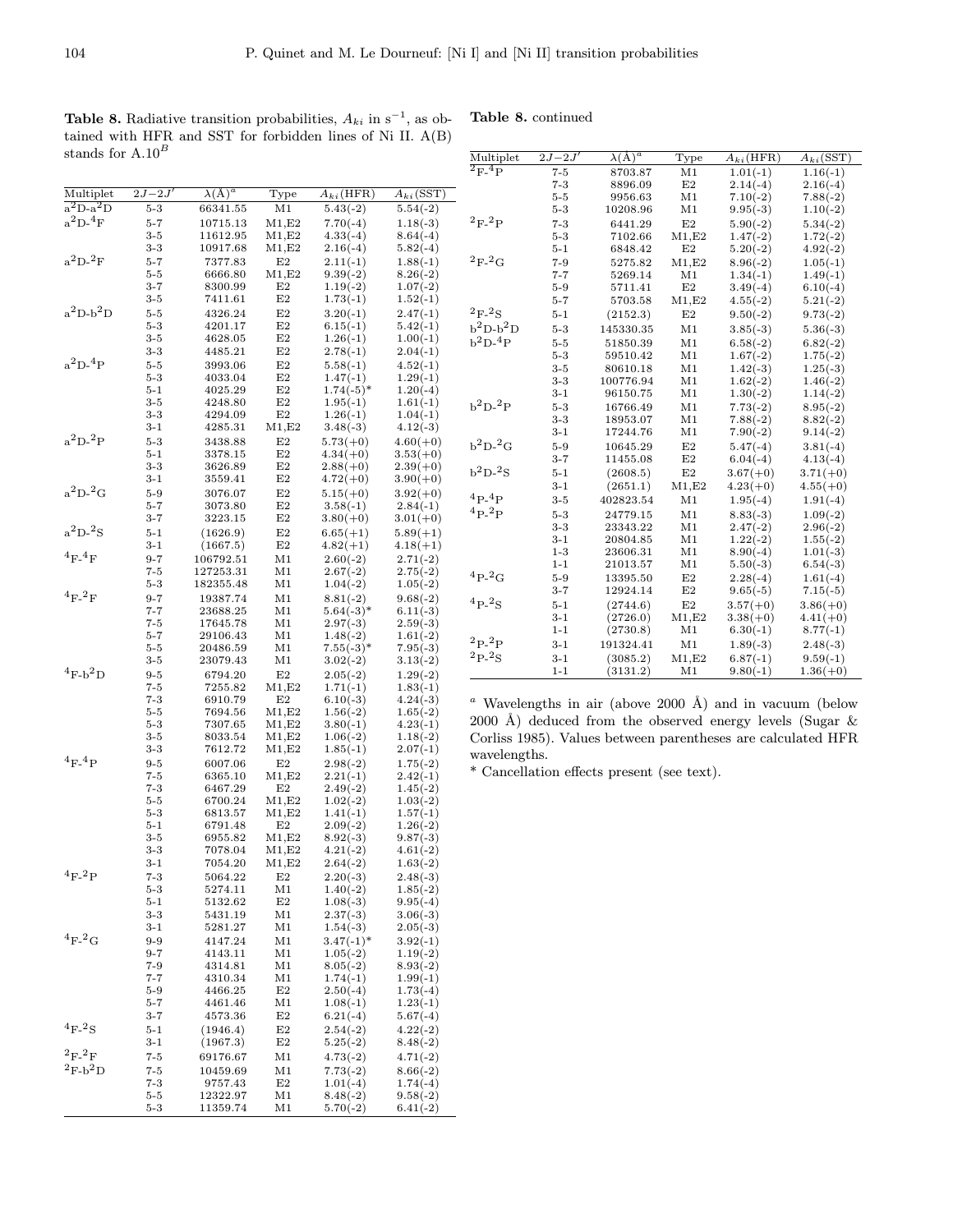**Table 8.** Radiative transition probabilities, $A_{ki}$ in $s^{-1}$, as obtained with HFR and SST for forbidden lines of Ni II. A(B) stands for A.$10^B$

| Multiplet | $2J-2J'$ | $\lambda$(Å)[a] | Type | $A_{ki}$(HFR) | $A_{ki}$(SST) |
|---|---|---|---|---|---|
| $a^2D$-$a^2D$ | 5-3 | 66341.55 | M1 | 5.43(-2) | 5.54(-2) |
| $a^2D$-$^4F$ | 5-7 | 10715.13 | M1,E2 | 7.70(-4) | 1.18(-3) |
| | 3-5 | 11612.95 | M1,E2 | 4.33(-4) | 8.64(-4) |
| | 3-3 | 10917.68 | M1,E2 | 2.16(-4) | 5.82(-4) |
| $a^2D$-$^2F$ | 5-7 | 7377.83 | E2 | 2.11(-1) | 1.88(-1) |
| | 5-5 | 6666.80 | M1,E2 | 9.39(-2) | 8.26(-2) |
| | 3-7 | 8300.99 | E2 | 1.19(-2) | 1.07(-2) |
| | 3-5 | 7411.61 | E2 | 1.73(-1) | 1.52(-1) |
| $a^2D$-$b^2D$ | 5-5 | 4326.24 | E2 | 3.20(-1) | 2.47(-1) |
| | 5-3 | 4201.17 | E2 | 6.15(-1) | 5.42(-1) |
| | 3-5 | 4628.05 | E2 | 1.26(-1) | 1.00(-1) |
| | 3-3 | 4485.21 | E2 | 2.78(-1) | 2.04(-1) |
| $a^2D$-$^4P$ | 5-5 | 3993.06 | E2 | 5.58(-1) | 4.52(-1) |
| | 5-3 | 4033.04 | E2 | 1.47(-1) | 1.29(-1) |
| | 5-1 | 4025.29 | E2 | 1.74(-5)* | 1.20(-4) |
| | 3-5 | 4248.80 | E2 | 1.95(-1) | 1.61(-1) |
| | 3-3 | 4294.09 | E2 | 1.26(-1) | 1.04(-1) |
| | 3-1 | 4285.31 | M1,E2 | 3.48(-3) | 4.12(-3) |
| $a^2D$-$^2P$ | 5-3 | 3438.88 | E2 | 5.73(+0) | 4.60(+0) |
| | 5-1 | 3378.15 | E2 | 4.34(+0) | 3.53(+0) |
| | 3-3 | 3626.89 | E2 | 2.88(+0) | 2.39(+0) |
| | 3-1 | 3559.41 | E2 | 4.72(+0) | 3.90(+0) |
| $a^2D$-$^2G$ | 5-9 | 3076.07 | E2 | 5.15(+0) | 3.92(+0) |
| | 5-7 | 3073.80 | E2 | 3.58(-1) | 2.84(-1) |
| | 3-7 | 3223.15 | E2 | 3.80(+0) | 3.01(+0) |
| $a^2D$-$^2S$ | 5-1 | (1626.9) | E2 | 6.65(+1) | 5.89(+1) |
| | 3-1 | (1667.5) | E2 | 4.82(+1) | 4.18(+1) |
| $^4F$-$^4F$ | 9-7 | 106792.51 | M1 | 2.60(-2) | 2.71(-2) |
| | 7-5 | 127253.31 | M1 | 2.67(-2) | 2.75(-2) |
| | 5-3 | 182355.48 | M1 | 1.04(-2) | 1.05(-2) |
| $^4F$-$^2F$ | 9-7 | 19387.74 | M1 | 8.81(-2) | 9.68(-2) |
| | 7-7 | 23688.25 | M1 | 5.64(-3)* | 6.11(-3) |
| | 7-5 | 17645.78 | M1 | 2.97(-3) | 2.59(-3) |
| | 5-7 | 29106.43 | M1 | 1.48(-2) | 1.61(-2) |
| | 5-5 | 20486.59 | M1 | 7.55(-3)* | 7.95(-3) |
| | 3-5 | 23079.43 | M1 | 3.02(-2) | 3.13(-2) |
| $^4F$-$b^2D$ | 9-5 | 6794.20 | E2 | 2.05(-2) | 1.29(-2) |
| | 7-5 | 7255.82 | M1,E2 | 1.71(-1) | 1.83(-1) |
| | 7-3 | 6910.79 | E2 | 6.10(-3) | 4.24(-3) |
| | 5-5 | 7694.56 | M1,E2 | 1.56(-2) | 1.65(-2) |
| | 5-3 | 7307.65 | M1,E2 | 3.80(-1) | 4.23(-1) |
| | 3-5 | 8033.54 | M1,E2 | 1.06(-2) | 1.18(-2) |
| | 3-3 | 7612.72 | M1,E2 | 1.85(-1) | 2.07(-1) |
| $^4F$-$^4P$ | 9-5 | 6007.06 | E2 | 2.98(-2) | 1.75(-2) |
| | 7-5 | 6365.10 | M1,E2 | 2.21(-1) | 2.42(-1) |
| | 7-3 | 6467.29 | E2 | 2.49(-2) | 1.45(-2) |
| | 5-5 | 6700.24 | M1,E2 | 1.02(-2) | 1.03(-2) |
| | 5-3 | 6813.57 | M1,E2 | 1.41(-1) | 1.57(-1) |
| | 5-1 | 6791.48 | E2 | 2.09(-2) | 1.26(-2) |
| | 3-5 | 6955.82 | M1,E2 | 8.92(-3) | 9.87(-3) |
| | 3-3 | 7078.04 | M1,E2 | 4.21(-2) | 4.61(-2) |
| | 3-1 | 7054.20 | M1,E2 | 2.64(-2) | 1.63(-2) |
| $^4F$-$^2P$ | 7-3 | 5064.22 | E2 | 2.20(-3) | 2.48(-3) |
| | 5-3 | 5274.11 | M1 | 1.40(-2) | 1.85(-2) |
| | 5-1 | 5132.62 | E2 | 1.08(-3) | 9.95(-4) |
| | 3-3 | 5431.19 | M1 | 2.37(-3) | 3.06(-3) |
| | 3-1 | 5281.27 | M1 | 1.54(-3) | 2.05(-3) |
| $^4F$-$^2G$ | 9-9 | 4147.24 | M1 | 3.47(-1)* | 3.92(-1) |
| | 9-7 | 4143.11 | M1 | 1.05(-2) | 1.19(-2) |
| | 7-9 | 4314.81 | M1 | 8.05(-2) | 8.93(-2) |
| | 7-7 | 4310.34 | M1 | 1.74(-1) | 1.99(-1) |
| | 5-9 | 4466.25 | E2 | 2.50(-4) | 1.73(-4) |
| | 5-7 | 4461.46 | M1 | 1.08(-1) | 1.23(-1) |
| | 3-7 | 4573.36 | E2 | 6.21(-4) | 5.67(-4) |
| $^4F$-$^2S$ | 5-1 | (1946.4) | E2 | 2.54(-2) | 4.22(-2) |
| | 3-1 | (1967.3) | E2 | 5.25(-2) | 8.48(-2) |
| $^2F$-$^2F$ | 7-5 | 69176.67 | M1 | 4.73(-2) | 4.71(-2) |
| $^2F$-$b^2D$ | 7-5 | 10459.69 | M1 | 7.73(-2) | 8.66(-2) |
| | 7-3 | 9757.43 | E2 | 1.01(-4) | 1.74(-4) |
| | 5-5 | 12322.97 | M1 | 8.48(-2) | 9.58(-2) |
| | 5-3 | 11359.74 | M1 | 5.70(-2) | 6.41(-2) |
| $^2F$-$^4P$ | 7-5 | 8703.87 | M1 | 1.01(-1) | 1.16(-1) |
| | 7-3 | 8896.09 | E2 | 2.14(-4) | 2.16(-4) |
| | 5-5 | 9956.63 | M1 | 7.10(-2) | 7.88(-2) |
| | 5-3 | 10208.96 | M1 | 9.95(-3) | 1.10(-2) |
| $^2F$-$^2P$ | 7-3 | 6441.29 | E2 | 5.90(-2) | 5.34(-2) |
| | 5-3 | 7102.66 | M1,E2 | 1.47(-2) | 1.72(-2) |
| | 5-1 | 6848.42 | E2 | 5.20(-2) | 4.92(-2) |
| $^2F$-$^2G$ | 7-9 | 5275.82 | M1,E2 | 8.96(-2) | 1.05(-1) |
| | 7-7 | 5269.14 | M1 | 1.34(-1) | 1.49(-1) |
| | 5-9 | 5711.41 | E2 | 3.49(-4) | 6.10(-4) |
| | 5-7 | 5703.58 | M1,E2 | 4.55(-2) | 5.21(-2) |
| $^2F$-$^2S$ | 5-1 | (2152.3) | E2 | 9.50(-2) | 9.73(-2) |
| $b^2D$-$b^2D$ | 5-3 | 145330.35 | M1 | 3.85(-3) | 5.36(-3) |
| $b^2D$-$^4P$ | 5-5 | 51850.39 | M1 | 6.58(-2) | 6.82(-2) |
| | 5-3 | 59510.42 | M1 | 1.67(-2) | 1.75(-2) |
| | 3-5 | 80610.18 | M1 | 1.42(-3) | 1.25(-3) |
| | 3-3 | 100776.94 | M1 | 1.62(-2) | 1.46(-2) |
| | 3-1 | 96150.75 | M1 | 1.30(-2) | 1.14(-2) |
| $b^2D$-$^2P$ | 5-3 | 16766.49 | M1 | 7.73(-2) | 8.95(-2) |
| | 3-3 | 18953.07 | M1 | 7.88(-2) | 8.82(-2) |
| | 3-1 | 17244.76 | M1 | 7.90(-2) | 9.14(-2) |
| $b^2D$-$^2G$ | 5-9 | 10645.29 | E2 | 5.47(-4) | 3.81(-4) |
| | 3-7 | 11455.08 | E2 | 6.04(-4) | 4.13(-4) |
| $b^2D$-$^2S$ | 5-1 | (2608.5) | E2 | 3.67(+0) | 3.71(+0) |
| | 3-1 | (2651.1) | M1,E2 | 4.23(+0) | 4.55(+0) |
| $^4P$-$^4P$ | 3-5 | 402823.54 | M1 | 1.95(-4) | 1.91(-4) |
| $^4P$-$^2P$ | 5-3 | 24779.15 | M1 | 8.83(-3) | 1.09(-2) |
| | 3-3 | 23343.22 | M1 | 2.47(-2) | 2.96(-2) |
| | 3-1 | 20804.85 | M1 | 1.22(-2) | 1.55(-2) |
| | 1-3 | 23606.31 | M1 | 8.90(-4) | 1.01(-3) |
| | 1-1 | 21013.57 | M1 | 5.50(-3) | 6.54(-3) |
| $^4P$-$^2G$ | 5-9 | 13395.50 | E2 | 2.28(-4) | 1.61(-4) |
| | 3-7 | 12924.14 | E2 | 9.65(-5) | 7.15(-5) |
| $^4P$-$^2S$ | 5-1 | (2744.6) | E2 | 3.57(+0) | 3.86(+0) |
| | 3-1 | (2726.0) | M1,E2 | 3.38(+0) | 4.41(+0) |
| | 1-1 | (2730.8) | M1 | 6.30(-1) | 8.77(-1) |
| $^2P$-$^2P$ | 3-1 | 191324.41 | M1 | 1.89(-3) | 2.48(-3) |
| $^2P$-$^2S$ | 3-1 | (3085.2) | M1,E2 | 6.87(-1) | 9.59(-1) |
| | 1-1 | (3131.2) | M1 | 9.80(-1) | 1.36(+0) |

[a] Wavelengths in air (above 2000 Å) and in vacuum (below 2000 Å) deduced from the observed energy levels (Sugar & Corliss 1985). Values between parentheses are calculated HFR wavelengths.

\* Cancellation effects present (see text).